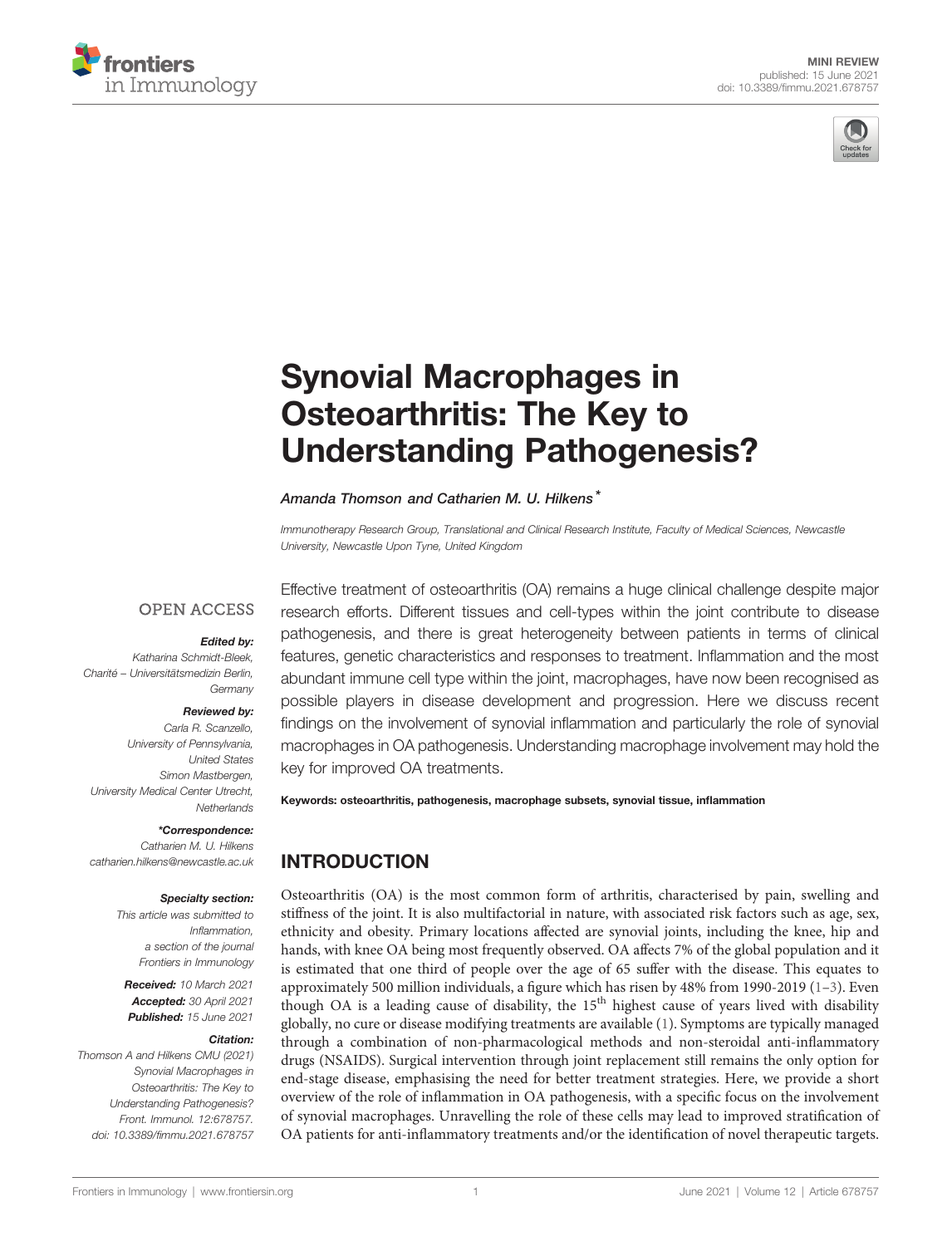MINI REVIEW
published: 15 June 2021
doi: 10.3389/fimmu.2021.678757

# Synovial Macrophages in Osteoarthritis: The Key to Understanding Pathogenesis?

*Amanda Thomson and Catharien M. U. Hilkens\**

*Immunotherapy Research Group, Translational and Clinical Research Institute, Faculty of Medical Sciences, Newcastle University, Newcastle Upon Tyne, United Kingdom*

OPEN ACCESS

***Edited by:***
*Katharina Schmidt-Bleek, Charité – Universitätsmedizin Berlin, Germany*

***Reviewed by:***
*Carla R. Scanzello, University of Pennsylvania, United States*
*Simon Mastbergen, University Medical Center Utrecht, Netherlands*

***\*Correspondence:***
*Catharien M. U. Hilkens*
*catharien.hilkens@newcastle.ac.uk*

***Specialty section:***
*This article was submitted to Inflammation, a section of the journal Frontiers in Immunology*

***Received:*** *10 March 2021*
***Accepted:*** *30 April 2021*
***Published:*** *15 June 2021*

***Citation:***
*Thomson A and Hilkens CMU (2021) Synovial Macrophages in Osteoarthritis: The Key to Understanding Pathogenesis? Front. Immunol. 12:678757. doi: 10.3389/fimmu.2021.678757*

Effective treatment of osteoarthritis (OA) remains a huge clinical challenge despite major research efforts. Different tissues and cell-types within the joint contribute to disease pathogenesis, and there is great heterogeneity between patients in terms of clinical features, genetic characteristics and responses to treatment. Inflammation and the most abundant immune cell type within the joint, macrophages, have now been recognised as possible players in disease development and progression. Here we discuss recent findings on the involvement of synovial inflammation and particularly the role of synovial macrophages in OA pathogenesis. Understanding macrophage involvement may hold the key for improved OA treatments.

**Keywords: osteoarthritis, pathogenesis, macrophage subsets, synovial tissue, inflammation**

## INTRODUCTION

Osteoarthritis (OA) is the most common form of arthritis, characterised by pain, swelling and stiffness of the joint. It is also multifactorial in nature, with associated risk factors such as age, sex, ethnicity and obesity. Primary locations affected are synovial joints, including the knee, hip and hands, with knee OA being most frequently observed. OA affects 7% of the global population and it is estimated that one third of people over the age of 65 suffer with the disease. This equates to approximately 500 million individuals, a figure which has risen by 48% from 1990-2019 (1–3). Even though OA is a leading cause of disability, the 15th highest cause of years lived with disability globally, no cure or disease modifying treatments are available (1). Symptoms are typically managed through a combination of non-pharmacological methods and non-steroidal anti-inflammatory drugs (NSAIDS). Surgical intervention through joint replacement still remains the only option for end-stage disease, emphasising the need for better treatment strategies. Here, we provide a short overview of the role of inflammation in OA pathogenesis, with a specific focus on the involvement of synovial macrophages. Unravelling the role of these cells may lead to improved stratification of OA patients for anti-inflammatory treatments and/or the identification of novel therapeutic targets.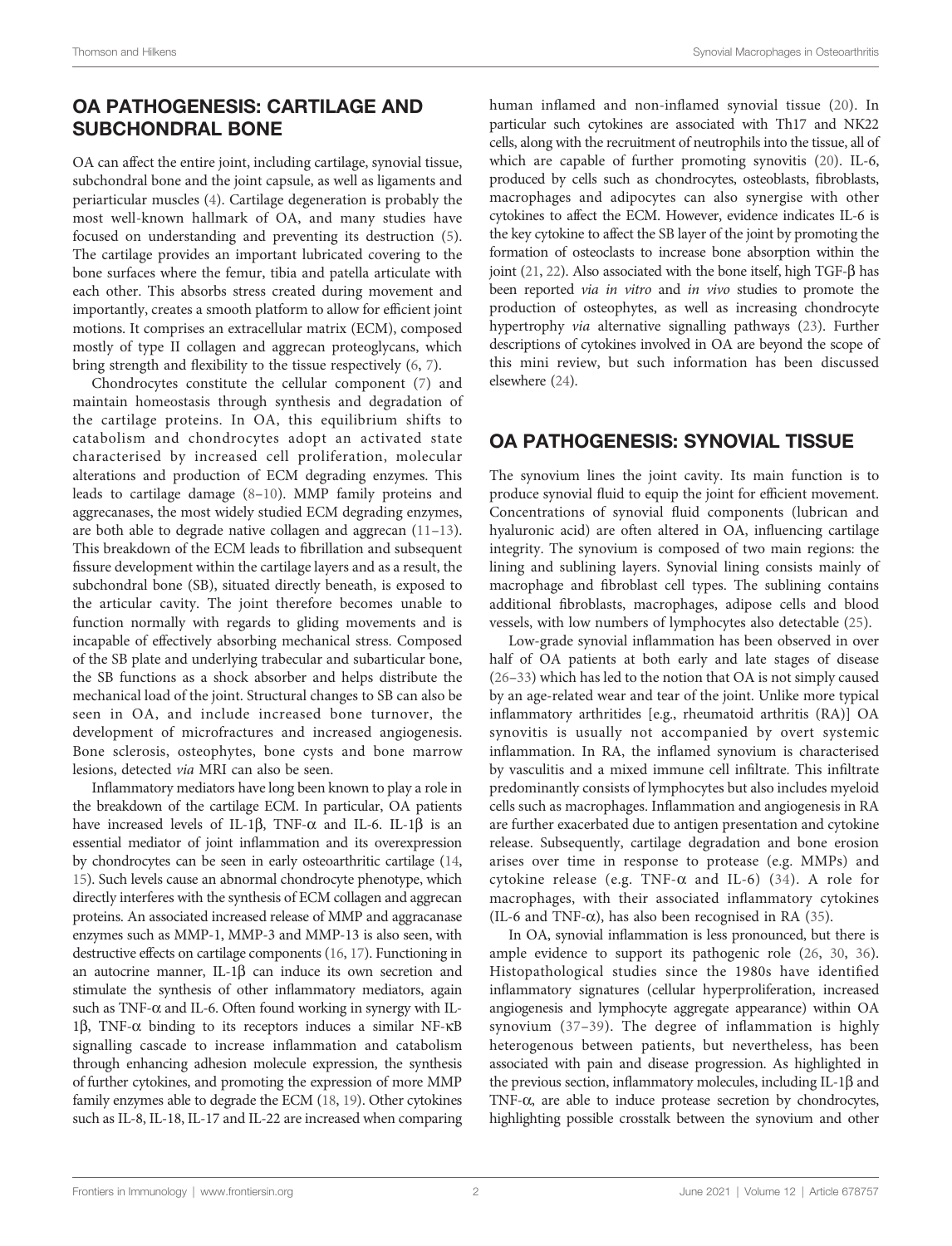## OA PATHOGENESIS: CARTILAGE AND SUBCHONDRAL BONE

OA can affect the entire joint, including cartilage, synovial tissue, subchondral bone and the joint capsule, as well as ligaments and periarticular muscles (4). Cartilage degeneration is probably the most well-known hallmark of OA, and many studies have focused on understanding and preventing its destruction (5). The cartilage provides an important lubricated covering to the bone surfaces where the femur, tibia and patella articulate with each other. This absorbs stress created during movement and importantly, creates a smooth platform to allow for efficient joint motions. It comprises an extracellular matrix (ECM), composed mostly of type II collagen and aggrecan proteoglycans, which bring strength and flexibility to the tissue respectively (6, 7).

Chondrocytes constitute the cellular component (7) and maintain homeostasis through synthesis and degradation of the cartilage proteins. In OA, this equilibrium shifts to catabolism and chondrocytes adopt an activated state characterised by increased cell proliferation, molecular alterations and production of ECM degrading enzymes. This leads to cartilage damage (8–10). MMP family proteins and aggrecanases, the most widely studied ECM degrading enzymes, are both able to degrade native collagen and aggrecan (11–13). This breakdown of the ECM leads to fibrillation and subsequent fissure development within the cartilage layers and as a result, the subchondral bone (SB), situated directly beneath, is exposed to the articular cavity. The joint therefore becomes unable to function normally with regards to gliding movements and is incapable of effectively absorbing mechanical stress. Composed of the SB plate and underlying trabecular and subarticular bone, the SB functions as a shock absorber and helps distribute the mechanical load of the joint. Structural changes to SB can also be seen in OA, and include increased bone turnover, the development of microfractures and increased angiogenesis. Bone sclerosis, osteophytes, bone cysts and bone marrow lesions, detected *via* MRI can also be seen.

Inflammatory mediators have long been known to play a role in the breakdown of the cartilage ECM. In particular, OA patients have increased levels of IL-1β, TNF-α and IL-6. IL-1β is an essential mediator of joint inflammation and its overexpression by chondrocytes can be seen in early osteoarthritic cartilage (14, 15). Such levels cause an abnormal chondrocyte phenotype, which directly interferes with the synthesis of ECM collagen and aggrecan proteins. An associated increased release of MMP and aggracanase enzymes such as MMP-1, MMP-3 and MMP-13 is also seen, with destructive effects on cartilage components (16, 17). Functioning in an autocrine manner, IL-1β can induce its own secretion and stimulate the synthesis of other inflammatory mediators, again such as TNF-α and IL-6. Often found working in synergy with IL-1β, TNF-α binding to its receptors induces a similar NF-κB signalling cascade to increase inflammation and catabolism through enhancing adhesion molecule expression, the synthesis of further cytokines, and promoting the expression of more MMP family enzymes able to degrade the ECM (18, 19). Other cytokines such as IL-8, IL-18, IL-17 and IL-22 are increased when comparing human inflamed and non-inflamed synovial tissue (20). In particular such cytokines are associated with Th17 and NK22 cells, along with the recruitment of neutrophils into the tissue, all of which are capable of further promoting synovitis (20). IL-6, produced by cells such as chondrocytes, osteoblasts, fibroblasts, macrophages and adipocytes can also synergise with other cytokines to affect the ECM. However, evidence indicates IL-6 is the key cytokine to affect the SB layer of the joint by promoting the formation of osteoclasts to increase bone absorption within the joint (21, 22). Also associated with the bone itself, high TGF-β has been reported *via in vitro* and *in vivo* studies to promote the production of osteophytes, as well as increasing chondrocyte hypertrophy *via* alternative signalling pathways (23). Further descriptions of cytokines involved in OA are beyond the scope of this mini review, but such information has been discussed elsewhere (24).

## OA PATHOGENESIS: SYNOVIAL TISSUE

The synovium lines the joint cavity. Its main function is to produce synovial fluid to equip the joint for efficient movement. Concentrations of synovial fluid components (lubrican and hyaluronic acid) are often altered in OA, influencing cartilage integrity. The synovium is composed of two main regions: the lining and sublining layers. Synovial lining consists mainly of macrophage and fibroblast cell types. The sublining contains additional fibroblasts, macrophages, adipose cells and blood vessels, with low numbers of lymphocytes also detectable (25).

Low-grade synovial inflammation has been observed in over half of OA patients at both early and late stages of disease (26–33) which has led to the notion that OA is not simply caused by an age-related wear and tear of the joint. Unlike more typical inflammatory arthritides [e.g., rheumatoid arthritis (RA)] OA synovitis is usually not accompanied by overt systemic inflammation. In RA, the inflamed synovium is characterised by vasculitis and a mixed immune cell infiltrate. This infiltrate predominantly consists of lymphocytes but also includes myeloid cells such as macrophages. Inflammation and angiogenesis in RA are further exacerbated due to antigen presentation and cytokine release. Subsequently, cartilage degradation and bone erosion arises over time in response to protease (e.g. MMPs) and cytokine release (e.g. TNF-α and IL-6) (34). A role for macrophages, with their associated inflammatory cytokines (IL-6 and TNF-α), has also been recognised in RA (35).

In OA, synovial inflammation is less pronounced, but there is ample evidence to support its pathogenic role (26, 30, 36). Histopathological studies since the 1980s have identified inflammatory signatures (cellular hyperproliferation, increased angiogenesis and lymphocyte aggregate appearance) within OA synovium (37–39). The degree of inflammation is highly heterogenous between patients, but nevertheless, has been associated with pain and disease progression. As highlighted in the previous section, inflammatory molecules, including IL-1β and TNF-α, are able to induce protease secretion by chondrocytes, highlighting possible crosstalk between the synovium and other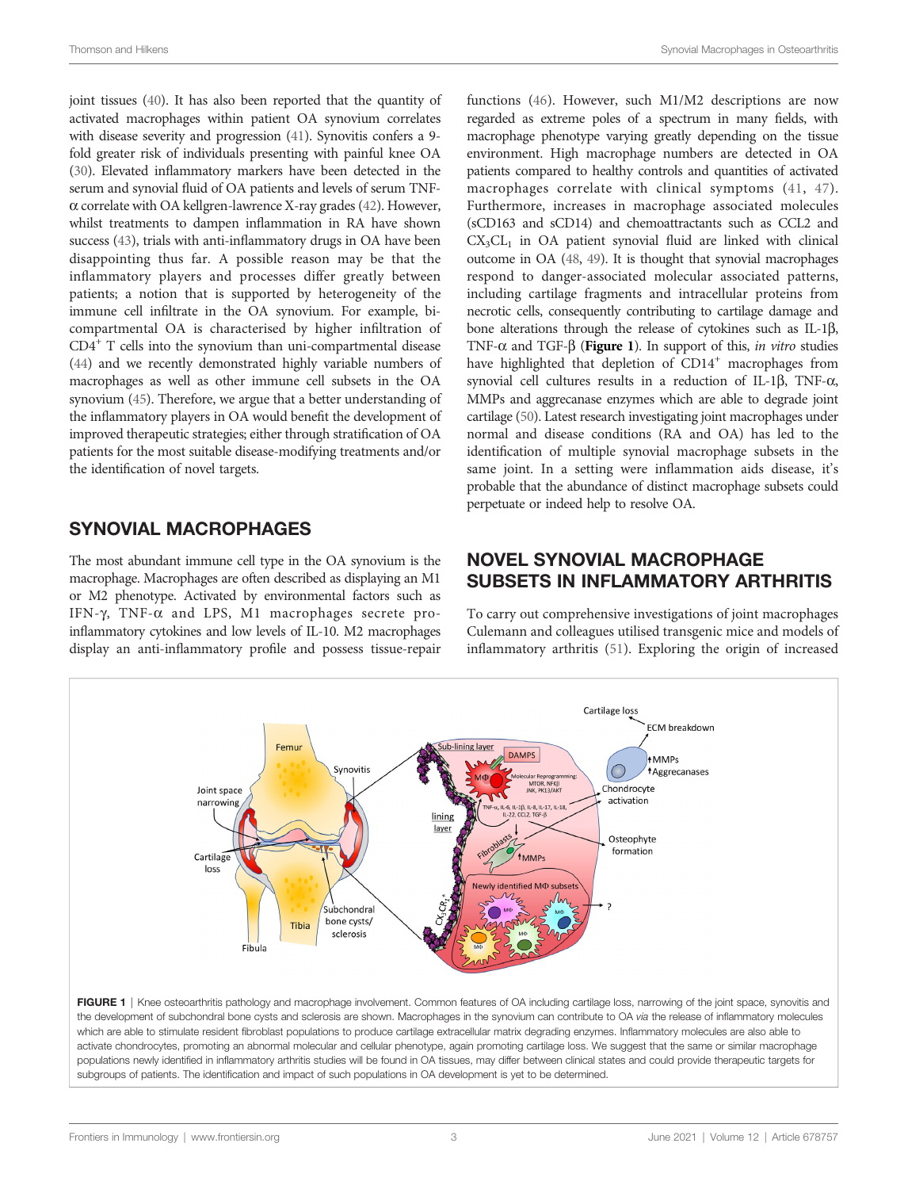joint tissues (40). It has also been reported that the quantity of activated macrophages within patient OA synovium correlates with disease severity and progression (41). Synovitis confers a 9-fold greater risk of individuals presenting with painful knee OA (30). Elevated inflammatory markers have been detected in the serum and synovial fluid of OA patients and levels of serum TNF-α correlate with OA kellgren-lawrence X-ray grades (42). However, whilst treatments to dampen inflammation in RA have shown success (43), trials with anti-inflammatory drugs in OA have been disappointing thus far. A possible reason may be that the inflammatory players and processes differ greatly between patients; a notion that is supported by heterogeneity of the immune cell infiltrate in the OA synovium. For example, bi-compartmental OA is characterised by higher infiltration of $CD4^+$ T cells into the synovium than uni-compartmental disease (44) and we recently demonstrated highly variable numbers of macrophages as well as other immune cell subsets in the OA synovium (45). Therefore, we argue that a better understanding of the inflammatory players in OA would benefit the development of improved therapeutic strategies; either through stratification of OA patients for the most suitable disease-modifying treatments and/or the identification of novel targets.

## SYNOVIAL MACROPHAGES

The most abundant immune cell type in the OA synovium is the macrophage. Macrophages are often described as displaying an M1 or M2 phenotype. Activated by environmental factors such as IFN-γ, TNF-α and LPS, M1 macrophages secrete pro-inflammatory cytokines and low levels of IL-10. M2 macrophages display an anti-inflammatory profile and possess tissue-repair functions (46). However, such M1/M2 descriptions are now regarded as extreme poles of a spectrum in many fields, with macrophage phenotype varying greatly depending on the tissue environment. High macrophage numbers are detected in OA patients compared to healthy controls and quantities of activated macrophages correlate with clinical symptoms (41, 47). Furthermore, increases in macrophage associated molecules (sCD163 and sCD14) and chemoattractants such as CCL2 and $CX_3CL_1$ in OA patient synovial fluid are linked with clinical outcome in OA (48, 49). It is thought that synovial macrophages respond to danger-associated molecular associated patterns, including cartilage fragments and intracellular proteins from necrotic cells, consequently contributing to cartilage damage and bone alterations through the release of cytokines such as IL-1β, TNF-α and TGF-β (**Figure 1**). In support of this, *in vitro* studies have highlighted that depletion of $CD14^+$ macrophages from synovial cell cultures results in a reduction of IL-1β, TNF-α, MMPs and aggrecanase enzymes which are able to degrade joint cartilage (50). Latest research investigating joint macrophages under normal and disease conditions (RA and OA) has led to the identification of multiple synovial macrophage subsets in the same joint. In a setting were inflammation aids disease, it's probable that the abundance of distinct macrophage subsets could perpetuate or indeed help to resolve OA.

## NOVEL SYNOVIAL MACROPHAGE SUBSETS IN INFLAMMATORY ARTHRITIS

To carry out comprehensive investigations of joint macrophages Culemann and colleagues utilised transgenic mice and models of inflammatory arthritis (51). Exploring the origin of increased

**FIGURE 1** | Knee osteoarthritis pathology and macrophage involvement. Common features of OA including cartilage loss, narrowing of the joint space, synovitis and the development of subchondral bone cysts and sclerosis are shown. Macrophages in the synovium can contribute to OA *via* the release of inflammatory molecules which are able to stimulate resident fibroblast populations to produce cartilage extracellular matrix degrading enzymes. Inflammatory molecules are also able to activate chondrocytes, promoting an abnormal molecular and cellular phenotype, again promoting cartilage loss. We suggest that the same or similar macrophage populations newly identified in inflammatory arthritis studies will be found in OA tissues, may differ between clinical states and could provide therapeutic targets for subgroups of patients. The identification and impact of such populations in OA development is yet to be determined.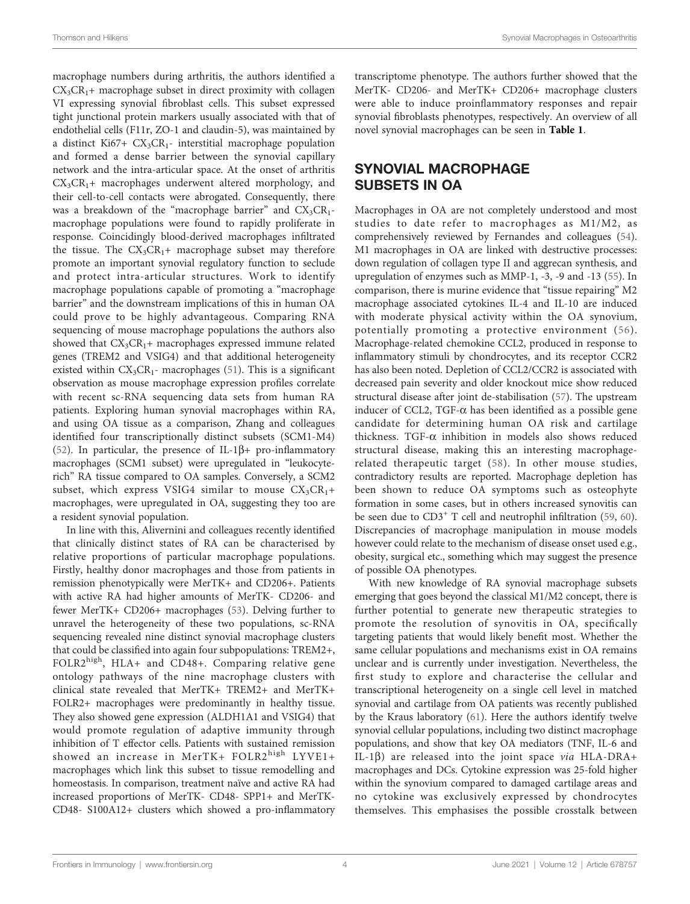macrophage numbers during arthritis, the authors identified a $CX_3CR_1$+ macrophage subset in direct proximity with collagen VI expressing synovial fibroblast cells. This subset expressed tight junctional protein markers usually associated with that of endothelial cells (F11r, ZO-1 and claudin-5), was maintained by a distinct Ki67+ $CX_3CR_1$- interstitial macrophage population and formed a dense barrier between the synovial capillary network and the intra-articular space. At the onset of arthritis $CX_3CR_1$+ macrophages underwent altered morphology, and their cell-to-cell contacts were abrogated. Consequently, there was a breakdown of the "macrophage barrier" and $CX_3CR_1$- macrophage populations were found to rapidly proliferate in response. Coincidingly blood-derived macrophages infiltrated the tissue. The $CX_3CR_1$+ macrophage subset may therefore promote an important synovial regulatory function to seclude and protect intra-articular structures. Work to identify macrophage populations capable of promoting a "macrophage barrier" and the downstream implications of this in human OA could prove to be highly advantageous. Comparing RNA sequencing of mouse macrophage populations the authors also showed that $CX_3CR_1$+ macrophages expressed immune related genes (TREM2 and VSIG4) and that additional heterogeneity existed within $CX_3CR_1$- macrophages (51). This is a significant observation as mouse macrophage expression profiles correlate with recent sc-RNA sequencing data sets from human RA patients. Exploring human synovial macrophages within RA, and using OA tissue as a comparison, Zhang and colleagues identified four transcriptionally distinct subsets (SCM1-M4) (52). In particular, the presence of IL-1β+ pro-inflammatory macrophages (SCM1 subset) were upregulated in "leukocyte-rich" RA tissue compared to OA samples. Conversely, a SCM2 subset, which express VSIG4 similar to mouse $CX_3CR_1$+ macrophages, were upregulated in OA, suggesting they too are a resident synovial population.

In line with this, Alivernini and colleagues recently identified that clinically distinct states of RA can be characterised by relative proportions of particular macrophage populations. Firstly, healthy donor macrophages and those from patients in remission phenotypically were MerTK+ and CD206+. Patients with active RA had higher amounts of MerTK- CD206- and fewer MerTK+ CD206+ macrophages (53). Delving further to unravel the heterogeneity of these two populations, sc-RNA sequencing revealed nine distinct synovial macrophage clusters that could be classified into again four subpopulations: TREM2+, FOLR2$^{high}$, HLA+ and CD48+. Comparing relative gene ontology pathways of the nine macrophage clusters with clinical state revealed that MerTK+ TREM2+ and MerTK+ FOLR2+ macrophages were predominantly in healthy tissue. They also showed gene expression (ALDH1A1 and VSIG4) that would promote regulation of adaptive immunity through inhibition of T effector cells. Patients with sustained remission showed an increase in MerTK+ FOLR2$^{high}$ LYVE1+ macrophages which link this subset to tissue remodelling and homeostasis. In comparison, treatment naïve and active RA had increased proportions of MerTK- CD48- SPP1+ and MerTK- CD48- S100A12+ clusters which showed a pro-inflammatory transcriptome phenotype. The authors further showed that the MerTK- CD206- and MerTK+ CD206+ macrophage clusters were able to induce proinflammatory responses and repair synovial fibroblasts phenotypes, respectively. An overview of all novel synovial macrophages can be seen in **Table 1**.

## SYNOVIAL MACROPHAGE SUBSETS IN OA

Macrophages in OA are not completely understood and most studies to date refer to macrophages as M1/M2, as comprehensively reviewed by Fernandes and colleagues (54). M1 macrophages in OA are linked with destructive processes: down regulation of collagen type II and aggrecan synthesis, and upregulation of enzymes such as MMP-1, -3, -9 and -13 (55). In comparison, there is murine evidence that "tissue repairing" M2 macrophage associated cytokines IL-4 and IL-10 are induced with moderate physical activity within the OA synovium, potentially promoting a protective environment (56). Macrophage-related chemokine CCL2, produced in response to inflammatory stimuli by chondrocytes, and its receptor CCR2 has also been noted. Depletion of CCL2/CCR2 is associated with decreased pain severity and older knockout mice show reduced structural disease after joint de-stabilisation (57). The upstream inducer of CCL2, TGF-α has been identified as a possible gene candidate for determining human OA risk and cartilage thickness. TGF-α inhibition in models also shows reduced structural disease, making this an interesting macrophage-related therapeutic target (58). In other mouse studies, contradictory results are reported. Macrophage depletion has been shown to reduce OA symptoms such as osteophyte formation in some cases, but in others increased synovitis can be seen due to CD3$^{+}$ T cell and neutrophil infiltration (59, 60). Discrepancies of macrophage manipulation in mouse models however could relate to the mechanism of disease onset used e.g., obesity, surgical etc., something which may suggest the presence of possible OA phenotypes.

With new knowledge of RA synovial macrophage subsets emerging that goes beyond the classical M1/M2 concept, there is further potential to generate new therapeutic strategies to promote the resolution of synovitis in OA, specifically targeting patients that would likely benefit most. Whether the same cellular populations and mechanisms exist in OA remains unclear and is currently under investigation. Nevertheless, the first study to explore and characterise the cellular and transcriptional heterogeneity on a single cell level in matched synovial and cartilage from OA patients was recently published by the Kraus laboratory (61). Here the authors identify twelve synovial cellular populations, including two distinct macrophage populations, and show that key OA mediators (TNF, IL-6 and IL-1β) are released into the joint space *via* HLA-DRA+ macrophages and DCs. Cytokine expression was 25-fold higher within the synovium compared to damaged cartilage areas and no cytokine was exclusively expressed by chondrocytes themselves. This emphasises the possible crosstalk between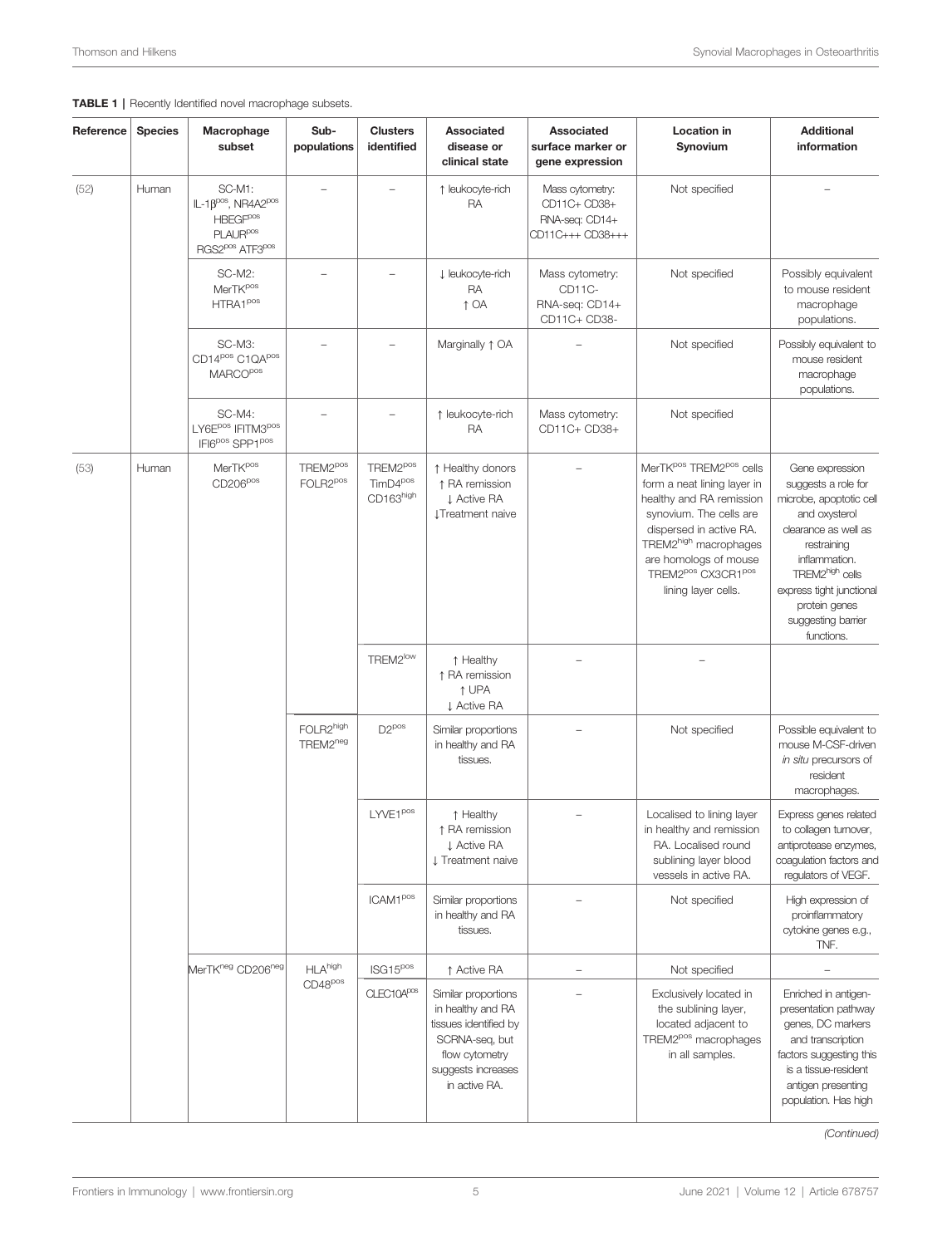**TABLE 1 |** Recently Identified novel macrophage subsets.

| Reference | Species | Macrophage subset | Sub-populations | Clusters identified | Associated disease or clinical state | Associated surface marker or gene expression | Location in Synovium | Additional information |
|---|---|---|---|---|---|---|---|---|
| (52) | Human | SC-M1: IL-1β[pos], NR4A2[pos] HBEGF[pos] PLAUR[pos] RGS2[pos] ATF3[pos] | – | – | ↑ leukocyte-rich RA | Mass cytometry: CD11C+ CD38+ RNA-seq: CD14+ CD11C+++ CD38+++ | Not specified | – |
| | | SC-M2: MerTK[pos] HTRA1[pos] | – | – | ↓ leukocyte-rich RA ↑ OA | Mass cytometry: CD11C- RNA-seq: CD14+ CD11C+ CD38- | Not specified | Possibly equivalent to mouse resident macrophage populations. |
| | | SC-M3: CD14[pos] C1QA[pos] MARCO[pos] | – | – | Marginally ↑ OA | – | Not specified | Possibly equivalent to mouse resident macrophage populations. |
| | | SC-M4: LY6E[pos] IFITM3[pos] IFI6[pos] SPP1[pos] | – | – | ↑ leukocyte-rich RA | Mass cytometry: CD11C+ CD38+ | Not specified | |
| (53) | Human | MerTK[pos] CD206[pos] | TREM2[pos] FOLR2[pos] | TREM2[pos] TimD4[pos] CD163[high] | ↑ Healthy donors ↑ RA remission ↓ Active RA ↓Treatment naive | – | MerTK[pos] TREM2[pos] cells form a neat lining layer in healthy and RA remission synovium. The cells are dispersed in active RA. TREM2[high] macrophages are homologs of mouse TREM2[pos] CX3CR1[pos] lining layer cells. | Gene expression suggests a role for microbe, apoptotic cell and oxysterol clearance as well as restraining inflammation. TREM2[high] cells express tight junctional protein genes suggesting barrier functions. |
| | | | | TREM2[low] | ↑ Healthy ↑ RA remission ↑ UPA ↓ Active RA | – | – | |
| | | | FOLR2[high] TREM2[neg] | D2[pos] | Similar proportions in healthy and RA tissues. | – | Not specified | Possible equivalent to mouse M-CSF-driven *in situ* precursors of resident macrophages. |
| | | | | LYVE1[pos] | ↑ Healthy ↑ RA remission ↓ Active RA ↓ Treatment naive | – | Localised to lining layer in healthy and remission RA. Localised round sublining layer blood vessels in active RA. | Express genes related to collagen turnover, antiprotease enzymes, coagulation factors and regulators of VEGF. |
| | | | | ICAM1[pos] | Similar proportions in healthy and RA tissues. | – | Not specified | High expression of proinflammatory cytokine genes e.g., TNF. |
| | | MerTK[neg] CD206[neg] | HLA[high] CD48[pos] | ISG15[pos] | ↑ Active RA | – | Not specified | – |
| | | | | CLEC10A[pos] | Similar proportions in healthy and RA tissues identified by SCRNA-seq, but flow cytometry suggests increases in active RA. | – | Exclusively located in the sublining layer, located adjacent to TREM2[pos] macrophages in all samples. | Enriched in antigen-presentation pathway genes, DC markers and transcription factors suggesting this is a tissue-resident antigen presenting population. Has high |

*(Continued)*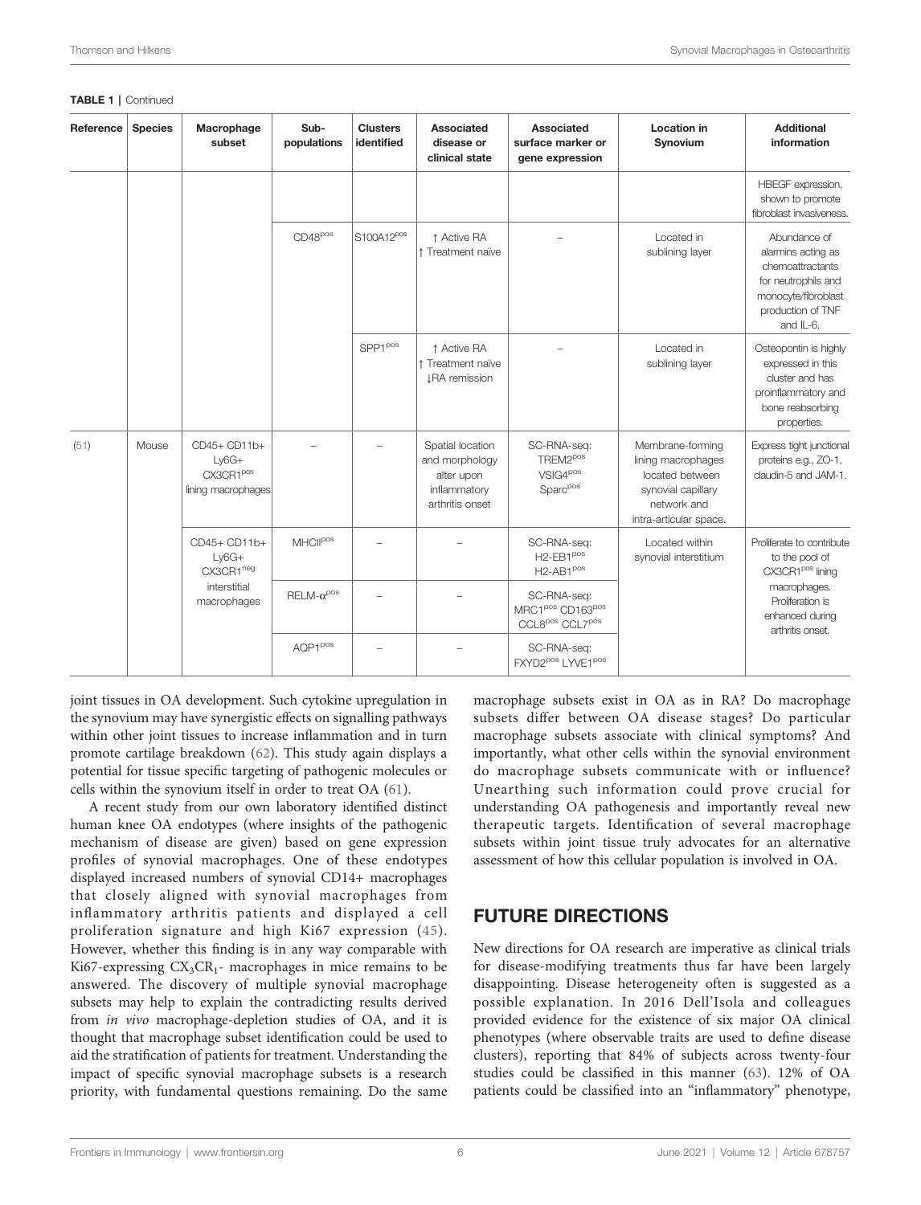**TABLE 1 |** Continued

| Reference | Species | Macrophage subset | Sub-populations | Clusters identified | Associated disease or clinical state | Associated surface marker or gene expression | Location in Synovium | Additional information |
|---|---|---|---|---|---|---|---|---|
| | | | | | | | | HBEGF expression, shown to promote fibroblast invasiveness. |
| | | | CD48[pos] | S100A12[pos] | ↑ Active RA ↑ Treatment naïve | – | Located in sublining layer | Abundance of alarmins acting as chemoattractants for neutrophils and monocyte/fibroblast production of TNF and IL-6. |
| | | | | SPP1[pos] | ↑ Active RA ↑ Treatment naïve ↓RA remission | – | Located in sublining layer | Osteopontin is highly expressed in this cluster and has proinflammatory and bone reabsorbing properties. |
| (51) | Mouse | CD45+ CD11b+ Ly6G+ CX3CR1[pos] lining macrophages | – | – | Spatial location and morphology alter upon inflammatory arthritis onset | SC-RNA-seq: TREM2[pos] VSIG4[pos] Sparc[pos] | Membrane-forming lining macrophages located between synovial capillary network and intra-articular space. | Express tight junctional proteins e.g., ZO-1, claudin-5 and JAM-1. |
| | | CD45+ CD11b+ Ly6G+ CX3CR1[neg] interstitial macrophages | MHCII[pos] | – | – | SC-RNA-seq: H2-EB1[pos] H2-AB1[pos] | Located within synovial interstitium | Proliferate to contribute to the pool of CX3CR1[pos] lining macrophages. Proliferation is enhanced during arthritis onset. |
| | | | RELM-α[pos] | – | – | SC-RNA-seq: MRC1[pos] CD163[pos] CCL8[pos] CCL7[pos] | | |
| | | | AQP1[pos] | – | – | SC-RNA-seq: FXYD2[pos] LYVE1[pos] | | |

joint tissues in OA development. Such cytokine upregulation in the synovium may have synergistic effects on signalling pathways within other joint tissues to increase inflammation and in turn promote cartilage breakdown (62). This study again displays a potential for tissue specific targeting of pathogenic molecules or cells within the synovium itself in order to treat OA (61).

A recent study from our own laboratory identified distinct human knee OA endotypes (where insights of the pathogenic mechanism of disease are given) based on gene expression profiles of synovial macrophages. One of these endotypes displayed increased numbers of synovial CD14+ macrophages that closely aligned with synovial macrophages from inflammatory arthritis patients and displayed a cell proliferation signature and high Ki67 expression (45). However, whether this finding is in any way comparable with Ki67-expressing $CX_3CR_1$- macrophages in mice remains to be answered. The discovery of multiple synovial macrophage subsets may help to explain the contradicting results derived from *in vivo* macrophage-depletion studies of OA, and it is thought that macrophage subset identification could be used to aid the stratification of patients for treatment. Understanding the impact of specific synovial macrophage subsets is a research priority, with fundamental questions remaining. Do the same macrophage subsets exist in OA as in RA? Do macrophage subsets differ between OA disease stages? Do particular macrophage subsets associate with clinical symptoms? And importantly, what other cells within the synovial environment do macrophage subsets communicate with or influence? Unearthing such information could prove crucial for understanding OA pathogenesis and importantly reveal new therapeutic targets. Identification of several macrophage subsets within joint tissue truly advocates for an alternative assessment of how this cellular population is involved in OA.

## FUTURE DIRECTIONS

New directions for OA research are imperative as clinical trials for disease-modifying treatments thus far have been largely disappointing. Disease heterogeneity often is suggested as a possible explanation. In 2016 Dell'Isola and colleagues provided evidence for the existence of six major OA clinical phenotypes (where observable traits are used to define disease clusters), reporting that 84% of subjects across twenty-four studies could be classified in this manner (63). 12% of OA patients could be classified into an "inflammatory" phenotype,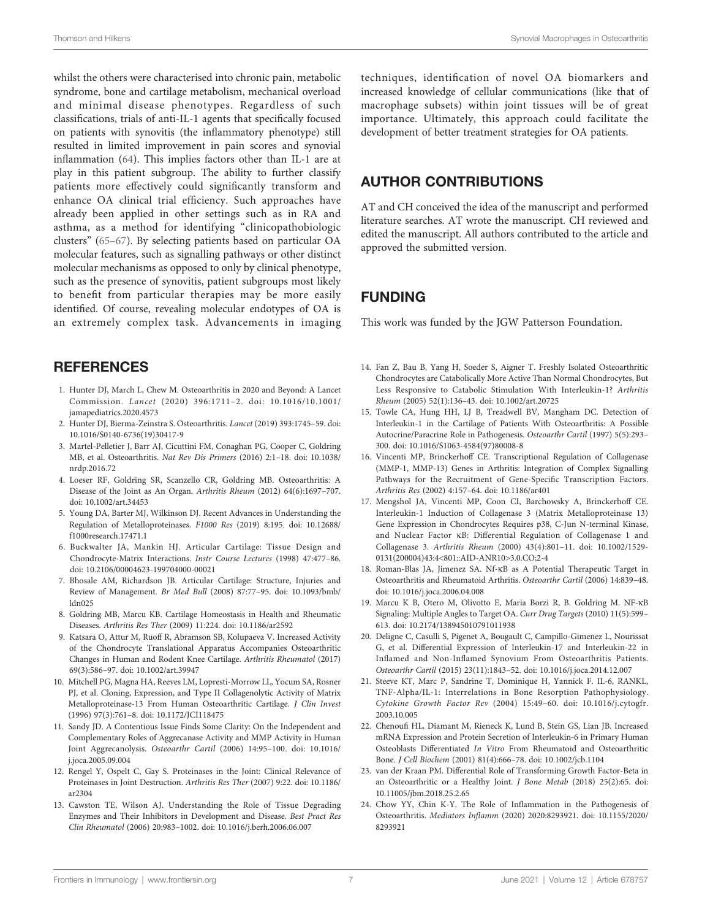whilst the others were characterised into chronic pain, metabolic syndrome, bone and cartilage metabolism, mechanical overload and minimal disease phenotypes. Regardless of such classifications, trials of anti-IL-1 agents that specifically focused on patients with synovitis (the inflammatory phenotype) still resulted in limited improvement in pain scores and synovial inflammation (64). This implies factors other than IL-1 are at play in this patient subgroup. The ability to further classify patients more effectively could significantly transform and enhance OA clinical trial efficiency. Such approaches have already been applied in other settings such as in RA and asthma, as a method for identifying "clinicopathobiologic clusters" (65–67). By selecting patients based on particular OA molecular features, such as signalling pathways or other distinct molecular mechanisms as opposed to only by clinical phenotype, such as the presence of synovitis, patient subgroups most likely to benefit from particular therapies may be more easily identified. Of course, revealing molecular endotypes of OA is an extremely complex task. Advancements in imaging techniques, identification of novel OA biomarkers and increased knowledge of cellular communications (like that of macrophage subsets) within joint tissues will be of great importance. Ultimately, this approach could facilitate the development of better treatment strategies for OA patients.

## AUTHOR CONTRIBUTIONS

AT and CH conceived the idea of the manuscript and performed literature searches. AT wrote the manuscript. CH reviewed and edited the manuscript. All authors contributed to the article and approved the submitted version.

## FUNDING

This work was funded by the JGW Patterson Foundation.

## REFERENCES

1. Hunter DJ, March L, Chew M. Osteoarthritis in 2020 and Beyond: A Lancet Commission. *Lancet* (2020) 396:1711–2. doi: 10.1016/10.1001/jamapediatrics.2020.4573
2. Hunter DJ, Bierma-Zeinstra S. Osteoarthritis. *Lancet* (2019) 393:1745–59. doi: 10.1016/S0140-6736(19)30417-9
3. Martel-Pelletier J, Barr AJ, Cicuttini FM, Conaghan PG, Cooper C, Goldring MB, et al. Osteoarthritis. *Nat Rev Dis Primers* (2016) 2:1–18. doi: 10.1038/nrdp.2016.72
4. Loeser RF, Goldring SR, Scanzello CR, Goldring MB. Osteoarthritis: A Disease of the Joint as An Organ. *Arthritis Rheum* (2012) 64(6):1697–707. doi: 10.1002/art.34453
5. Young DA, Barter MJ, Wilkinson DJ. Recent Advances in Understanding the Regulation of Metalloproteinases. *F1000 Res* (2019) 8:195. doi: 10.12688/f1000research.17471.1
6. Buckwalter JA, Mankin HJ. Articular Cartilage: Tissue Design and Chondrocyte-Matrix Interactions. *Instr Course Lectures* (1998) 47:477–86. doi: 10.2106/00004623-199704000-00021
7. Bhosale AM, Richardson JB. Articular Cartilage: Structure, Injuries and Review of Management. *Br Med Bull* (2008) 87:77–95. doi: 10.1093/bmb/ldn025
8. Goldring MB, Marcu KB. Cartilage Homeostasis in Health and Rheumatic Diseases. *Arthritis Res Ther* (2009) 11:224. doi: 10.1186/ar2592
9. Katsara O, Attur M, Ruoff R, Abramson SB, Kolupaeva V. Increased Activity of the Chondrocyte Translational Apparatus Accompanies Osteoarthritic Changes in Human and Rodent Knee Cartilage. *Arthritis Rheumatol* (2017) 69(3):586–97. doi: 10.1002/art.39947
10. Mitchell PG, Magna HA, Reeves LM, Lopresti-Morrow LL, Yocum SA, Rosner PJ, et al. Cloning, Expression, and Type II Collagenolytic Activity of Matrix Metalloproteinase-13 From Human Osteoarthritic Cartilage. *J Clin Invest* (1996) 97(3):761–8. doi: 10.1172/JCI118475
11. Sandy JD. A Contentious Issue Finds Some Clarity: On the Independent and Complementary Roles of Aggrecanase Activity and MMP Activity in Human Joint Aggrecanolysis. *Osteoarthr Cartil* (2006) 14:95–100. doi: 10.1016/j.joca.2005.09.004
12. Rengel Y, Ospelt C, Gay S. Proteinases in the Joint: Clinical Relevance of Proteinases in Joint Destruction. *Arthritis Res Ther* (2007) 9:22. doi: 10.1186/ar2304
13. Cawston TE, Wilson AJ. Understanding the Role of Tissue Degrading Enzymes and Their Inhibitors in Development and Disease. *Best Pract Res Clin Rheumatol* (2006) 20:983–1002. doi: 10.1016/j.berh.2006.06.007
14. Fan Z, Bau B, Yang H, Soeder S, Aigner T. Freshly Isolated Osteoarthritic Chondrocytes are Catabolically More Active Than Normal Chondrocytes, But Less Responsive to Catabolic Stimulation With Interleukin-1? *Arthritis Rheum* (2005) 52(1):136–43. doi: 10.1002/art.20725
15. Towle CA, Hung HH, LJ B, Treadwell BV, Mangham DC. Detection of Interleukin-1 in the Cartilage of Patients With Osteoarthritis: A Possible Autocrine/Paracrine Role in Pathogenesis. *Osteoarthr Cartil* (1997) 5(5):293–300. doi: 10.1016/S1063-4584(97)80008-8
16. Vincenti MP, Brinckerhoff CE. Transcriptional Regulation of Collagenase (MMP-1, MMP-13) Genes in Arthritis: Integration of Complex Signalling Pathways for the Recruitment of Gene-Specific Transcription Factors. *Arthritis Res* (2002) 4:157–64. doi: 10.1186/ar401
17. Mengshol JA, Vincenti MP, Coon CI, Barchowsky A, Brinckerhoff CE. Interleukin-1 Induction of Collagenase 3 (Matrix Metalloproteinase 13) Gene Expression in Chondrocytes Requires p38, C-Jun N-terminal Kinase, and Nuclear Factor κB: Differential Regulation of Collagenase 1 and Collagenase 3. *Arthritis Rheum* (2000) 43(4):801–11. doi: 10.1002/1529-0131(200004)43:4<801::AID-ANR10>3.0.CO;2-4
18. Roman-Blas JA, Jimenez SA. Nf-κB as A Potential Therapeutic Target in Osteoarthritis and Rheumatoid Arthritis. *Osteoarthr Cartil* (2006) 14:839–48. doi: 10.1016/j.joca.2006.04.008
19. Marcu K B, Otero M, Olivotto E, Maria Borzi R, B. Goldring M. NF-κB Signaling: Multiple Angles to Target OA. *Curr Drug Targets* (2010) 11(5):599–613. doi: 10.2174/138945010791011938
20. Deligne C, Casulli S, Pigenet A, Bougault C, Campillo-Gimenez L, Nourissat G, et al. Differential Expression of Interleukin-17 and Interleukin-22 in Inflamed and Non-Inflamed Synovium From Osteoarthritis Patients. *Osteoarthr Cartil* (2015) 23(11):1843–52. doi: 10.1016/j.joca.2014.12.007
21. Steeve KT, Marc P, Sandrine T, Dominique H, Yannick F. IL-6, RANKL, TNF-Alpha/IL-1: Interrelations in Bone Resorption Pathophysiology. *Cytokine Growth Factor Rev* (2004) 15:49–60. doi: 10.1016/j.cytogfr.2003.10.005
22. Chenoufi HL, Diamant M, Rieneck K, Lund B, Stein GS, Lian JB. Increased mRNA Expression and Protein Secretion of Interleukin-6 in Primary Human Osteoblasts Differentiated *In Vitro* From Rheumatoid and Osteoarthritic Bone. *J Cell Biochem* (2001) 81(4):666–78. doi: 10.1002/jcb.1104
23. van der Kraan PM. Differential Role of Transforming Growth Factor-Beta in an Osteoarthritic or a Healthy Joint. *J Bone Metab* (2018) 25(2):65. doi: 10.11005/jbm.2018.25.2.65
24. Chow YY, Chin K-Y. The Role of Inflammation in the Pathogenesis of Osteoarthritis. *Mediators Inflamm* (2020) 2020:8293921. doi: 10.1155/2020/8293921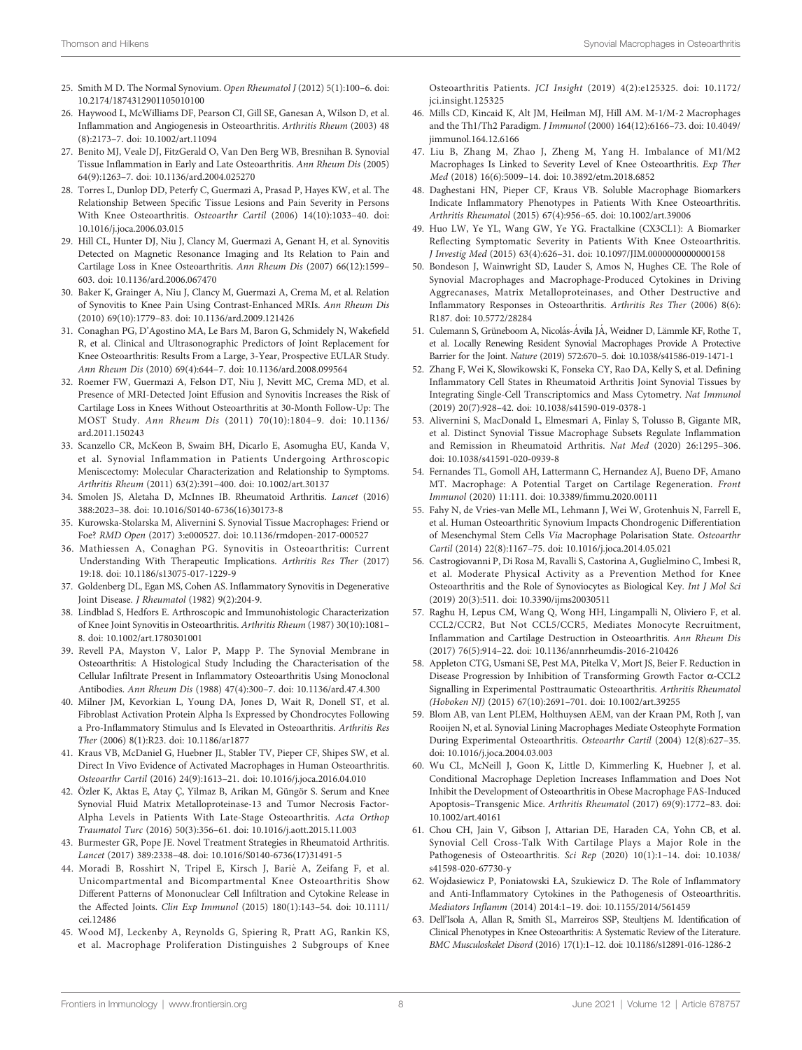25. Smith M D. The Normal Synovium. *Open Rheumatol J* (2012) 5(1):100–6. doi: 10.2174/1874312901105010100
26. Haywood L, McWilliams DF, Pearson CI, Gill SE, Ganesan A, Wilson D, et al. Inflammation and Angiogenesis in Osteoarthritis. *Arthritis Rheum* (2003) 48 (8):2173–7. doi: 10.1002/art.11094
27. Benito MJ, Veale DJ, FitzGerald O, Van Den Berg WB, Bresnihan B. Synovial Tissue Inflammation in Early and Late Osteoarthritis. *Ann Rheum Dis* (2005) 64(9):1263–7. doi: 10.1136/ard.2004.025270
28. Torres L, Dunlop DD, Peterfy C, Guermazi A, Prasad P, Hayes KW, et al. The Relationship Between Specific Tissue Lesions and Pain Severity in Persons With Knee Osteoarthritis. *Osteoarthr Cartil* (2006) 14(10):1033–40. doi: 10.1016/j.joca.2006.03.015
29. Hill CL, Hunter DJ, Niu J, Clancy M, Guermazi A, Genant H, et al. Synovitis Detected on Magnetic Resonance Imaging and Its Relation to Pain and Cartilage Loss in Knee Osteoarthritis. *Ann Rheum Dis* (2007) 66(12):1599–603. doi: 10.1136/ard.2006.067470
30. Baker K, Grainger A, Niu J, Clancy M, Guermazi A, Crema M, et al. Relation of Synovitis to Knee Pain Using Contrast-Enhanced MRIs. *Ann Rheum Dis* (2010) 69(10):1779–83. doi: 10.1136/ard.2009.121426
31. Conaghan PG, D'Agostino MA, Le Bars M, Baron G, Schmidely N, Wakefield R, et al. Clinical and Ultrasonographic Predictors of Joint Replacement for Knee Osteoarthritis: Results From a Large, 3-Year, Prospective EULAR Study. *Ann Rheum Dis* (2010) 69(4):644–7. doi: 10.1136/ard.2008.099564
32. Roemer FW, Guermazi A, Felson DT, Niu J, Nevitt MC, Crema MD, et al. Presence of MRI-Detected Joint Effusion and Synovitis Increases the Risk of Cartilage Loss in Knees Without Osteoarthritis at 30-Month Follow-Up: The MOST Study. *Ann Rheum Dis* (2011) 70(10):1804–9. doi: 10.1136/ard.2011.150243
33. Scanzello CR, McKeon B, Swaim BH, Dicarlo E, Asomugha EU, Kanda V, et al. Synovial Inflammation in Patients Undergoing Arthroscopic Meniscectomy: Molecular Characterization and Relationship to Symptoms. *Arthritis Rheum* (2011) 63(2):391–400. doi: 10.1002/art.30137
34. Smolen JS, Aletaha D, McInnes IB. Rheumatoid Arthritis. *Lancet* (2016) 388:2023–38. doi: 10.1016/S0140-6736(16)30173-8
35. Kurowska-Stolarska M, Alivernini S. Synovial Tissue Macrophages: Friend or Foe? *RMD Open* (2017) 3:e000527. doi: 10.1136/rmdopen-2017-000527
36. Mathiessen A, Conaghan PG. Synovitis in Osteoarthritis: Current Understanding With Therapeutic Implications. *Arthritis Res Ther* (2017) 19:18. doi: 10.1186/s13075-017-1229-9
37. Goldenberg DL, Egan MS, Cohen AS. Inflammatory Synovitis in Degenerative Joint Disease. *J Rheumatol* (1982) 9(2):204-9.
38. Lindblad S, Hedfors E. Arthroscopic and Immunohistologic Characterization of Knee Joint Synovitis in Osteoarthritis. *Arthritis Rheum* (1987) 30(10):1081–8. doi: 10.1002/art.1780301001
39. Revell PA, Mayston V, Lalor P, Mapp P. The Synovial Membrane in Osteoarthritis: A Histological Study Including the Characterisation of the Cellular Infiltrate Present in Inflammatory Osteoarthritis Using Monoclonal Antibodies. *Ann Rheum Dis* (1988) 47(4):300–7. doi: 10.1136/ard.47.4.300
40. Milner JM, Kevorkian L, Young DA, Jones D, Wait R, Donell ST, et al. Fibroblast Activation Protein Alpha Is Expressed by Chondrocytes Following a Pro-Inflammatory Stimulus and Is Elevated in Osteoarthritis. *Arthritis Res Ther* (2006) 8(1):R23. doi: 10.1186/ar1877
41. Kraus VB, McDaniel G, Huebner JL, Stabler TV, Pieper CF, Shipes SW, et al. Direct In Vivo Evidence of Activated Macrophages in Human Osteoarthritis. *Osteoarthr Cartil* (2016) 24(9):1613–21. doi: 10.1016/j.joca.2016.04.010
42. Özler K, Aktas E, Atay Ç, Yilmaz B, Arikan M, Güngör S. Serum and Knee Synovial Fluid Matrix Metalloproteinase-13 and Tumor Necrosis Factor-Alpha Levels in Patients With Late-Stage Osteoarthritis. *Acta Orthop Traumatol Turc* (2016) 50(3):356–61. doi: 10.1016/j.aott.2015.11.003
43. Burmester GR, Pope JE. Novel Treatment Strategies in Rheumatoid Arthritis. *Lancet* (2017) 389:2338–48. doi: 10.1016/S0140-6736(17)31491-5
44. Moradi B, Rosshirt N, Tripel E, Kirsch J, Bariè A, Zeifang F, et al. Unicompartmental and Bicompartmental Knee Osteoarthritis Show Different Patterns of Mononuclear Cell Infiltration and Cytokine Release in the Affected Joints. *Clin Exp Immunol* (2015) 180(1):143–54. doi: 10.1111/cei.12486
45. Wood MJ, Leckenby A, Reynolds G, Spiering R, Pratt AG, Rankin KS, et al. Macrophage Proliferation Distinguishes 2 Subgroups of Knee Osteoarthritis Patients. *JCI Insight* (2019) 4(2):e125325. doi: 10.1172/jci.insight.125325
46. Mills CD, Kincaid K, Alt JM, Heilman MJ, Hill AM. M-1/M-2 Macrophages and the Th1/Th2 Paradigm. *J Immunol* (2000) 164(12):6166–73. doi: 10.4049/jimmunol.164.12.6166
47. Liu B, Zhang M, Zhao J, Zheng M, Yang H. Imbalance of M1/M2 Macrophages Is Linked to Severity Level of Knee Osteoarthritis. *Exp Ther Med* (2018) 16(6):5009–14. doi: 10.3892/etm.2018.6852
48. Daghestani HN, Pieper CF, Kraus VB. Soluble Macrophage Biomarkers Indicate Inflammatory Phenotypes in Patients With Knee Osteoarthritis. *Arthritis Rheumatol* (2015) 67(4):956–65. doi: 10.1002/art.39006
49. Huo LW, Ye YL, Wang GW, Ye YG. Fractalkine (CX3CL1): A Biomarker Reflecting Symptomatic Severity in Patients With Knee Osteoarthritis. *J Investig Med* (2015) 63(4):626–31. doi: 10.1097/JIM.0000000000000158
50. Bondeson J, Wainwright SD, Lauder S, Amos N, Hughes CE. The Role of Synovial Macrophages and Macrophage-Produced Cytokines in Driving Aggrecanases, Matrix Metalloproteinases, and Other Destructive and Inflammatory Responses in Osteoarthritis. *Arthritis Res Ther* (2006) 8(6): R187. doi: 10.5772/28284
51. Culemann S, Grüneboom A, Nicolás-Ávila JÁ, Weidner D, Lämmle KF, Rothe T, et al. Locally Renewing Resident Synovial Macrophages Provide A Protective Barrier for the Joint. *Nature* (2019) 572:670–5. doi: 10.1038/s41586-019-1471-1
52. Zhang F, Wei K, Slowikowski K, Fonseka CY, Rao DA, Kelly S, et al. Defining Inflammatory Cell States in Rheumatoid Arthritis Joint Synovial Tissues by Integrating Single-Cell Transcriptomics and Mass Cytometry. *Nat Immunol* (2019) 20(7):928–42. doi: 10.1038/s41590-019-0378-1
53. Alivernini S, MacDonald L, Elmesmari A, Finlay S, Tolusso B, Gigante MR, et al. Distinct Synovial Tissue Macrophage Subsets Regulate Inflammation and Remission in Rheumatoid Arthritis. *Nat Med* (2020) 26:1295–306. doi: 10.1038/s41591-020-0939-8
54. Fernandes TL, Gomoll AH, Lattermann C, Hernandez AJ, Bueno DF, Amano MT. Macrophage: A Potential Target on Cartilage Regeneration. *Front Immunol* (2020) 11:111. doi: 10.3389/fimmu.2020.00111
55. Fahy N, de Vries-van Melle ML, Lehmann J, Wei W, Grotenhuis N, Farrell E, et al. Human Osteoarthritic Synovium Impacts Chondrogenic Differentiation of Mesenchymal Stem Cells *Via* Macrophage Polarisation State. *Osteoarthr Cartil* (2014) 22(8):1167–75. doi: 10.1016/j.joca.2014.05.021
56. Castrogiovanni P, Di Rosa M, Ravalli S, Castorina A, Guglielmino C, Imbesi R, et al. Moderate Physical Activity as a Prevention Method for Knee Osteoarthritis and the Role of Synoviocytes as Biological Key. *Int J Mol Sci* (2019) 20(3):511. doi: 10.3390/ijms20030511
57. Raghu H, Lepus CM, Wang Q, Wong HH, Lingampalli N, Oliviero F, et al. CCL2/CCR2, But Not CCL5/CCR5, Mediates Monocyte Recruitment, Inflammation and Cartilage Destruction in Osteoarthritis. *Ann Rheum Dis* (2017) 76(5):914–22. doi: 10.1136/annrheumdis-2016-210426
58. Appleton CTG, Usmani SE, Pest MA, Pitelka V, Mort JS, Beier F. Reduction in Disease Progression by Inhibition of Transforming Growth Factor α-CCL2 Signalling in Experimental Posttraumatic Osteoarthritis. *Arthritis Rheumatol (Hoboken NJ)* (2015) 67(10):2691–701. doi: 10.1002/art.39255
59. Blom AB, van Lent PLEM, Holthuysen AEM, van der Kraan PM, Roth J, van Rooijen N, et al. Synovial Lining Macrophages Mediate Osteophyte Formation During Experimental Osteoarthritis. *Osteoarthr Cartil* (2004) 12(8):627–35. doi: 10.1016/j.joca.2004.03.003
60. Wu CL, McNeill J, Goon K, Little D, Kimmerling K, Huebner J, et al. Conditional Macrophage Depletion Increases Inflammation and Does Not Inhibit the Development of Osteoarthritis in Obese Macrophage FAS-Induced Apoptosis–Transgenic Mice. *Arthritis Rheumatol* (2017) 69(9):1772–83. doi: 10.1002/art.40161
61. Chou CH, Jain V, Gibson J, Attarian DE, Haraden CA, Yohn CB, et al. Synovial Cell Cross-Talk With Cartilage Plays a Major Role in the Pathogenesis of Osteoarthritis. *Sci Rep* (2020) 10(1):1–14. doi: 10.1038/s41598-020-67730-y
62. Wojdasiewicz P, Poniatowski ŁA, Szukiewicz D. The Role of Inflammatory and Anti-Inflammatory Cytokines in the Pathogenesis of Osteoarthritis. *Mediators Inflamm* (2014) 2014:1–19. doi: 10.1155/2014/561459
63. Dell'Isola A, Allan R, Smith SL, Marreiros SSP, Steultjens M. Identification of Clinical Phenotypes in Knee Osteoarthritis: A Systematic Review of the Literature. *BMC Musculoskelet Disord* (2016) 17(1):1–12. doi: 10.1186/s12891-016-1286-2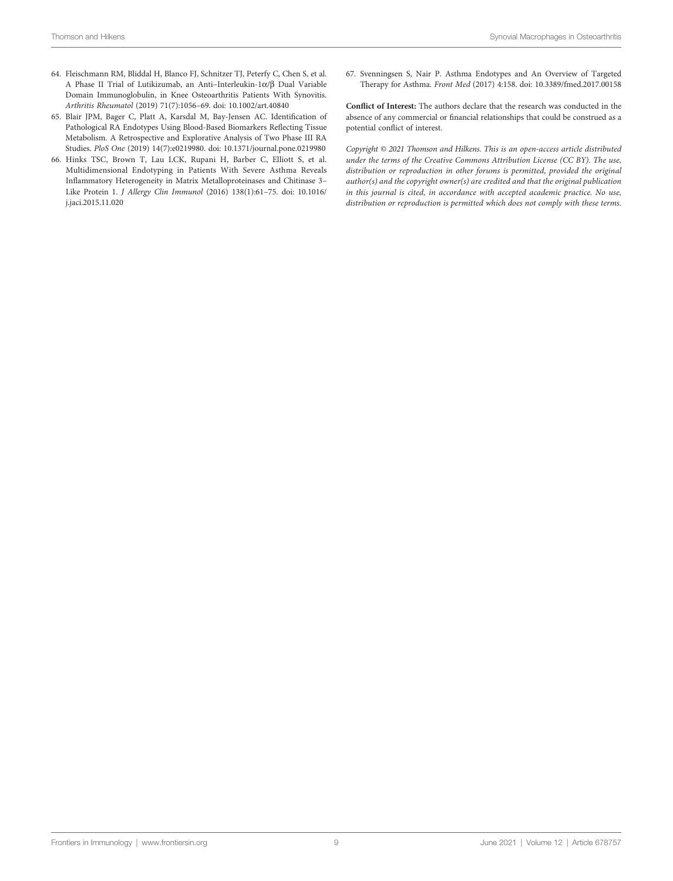64. Fleischmann RM, Bliddal H, Blanco FJ, Schnitzer TJ, Peterfy C, Chen S, et al. A Phase II Trial of Lutikizumab, an Anti–Interleukin-1α/β Dual Variable Domain Immunoglobulin, in Knee Osteoarthritis Patients With Synovitis. *Arthritis Rheumatol* (2019) 71(7):1056–69. doi: 10.1002/art.40840
65. Blair JPM, Bager C, Platt A, Karsdal M, Bay-Jensen AC. Identification of Pathological RA Endotypes Using Blood-Based Biomarkers Reflecting Tissue Metabolism. A Retrospective and Explorative Analysis of Two Phase III RA Studies. *PloS One* (2019) 14(7):e0219980. doi: 10.1371/journal.pone.0219980
66. Hinks TSC, Brown T, Lau LCK, Rupani H, Barber C, Elliott S, et al. Multidimensional Endotyping in Patients With Severe Asthma Reveals Inflammatory Heterogeneity in Matrix Metalloproteinases and Chitinase 3–Like Protein 1. *J Allergy Clin Immunol* (2016) 138(1):61–75. doi: 10.1016/j.jaci.2015.11.020
67. Svenningsen S, Nair P. Asthma Endotypes and An Overview of Targeted Therapy for Asthma. *Front Med* (2017) 4:158. doi: 10.3389/fmed.2017.00158

**Conflict of Interest:** The authors declare that the research was conducted in the absence of any commercial or financial relationships that could be construed as a potential conflict of interest.

*Copyright © 2021 Thomson and Hilkens. This is an open-access article distributed under the terms of the Creative Commons Attribution License (CC BY). The use, distribution or reproduction in other forums is permitted, provided the original author(s) and the copyright owner(s) are credited and that the original publication in this journal is cited, in accordance with accepted academic practice. No use, distribution or reproduction is permitted which does not comply with these terms.*